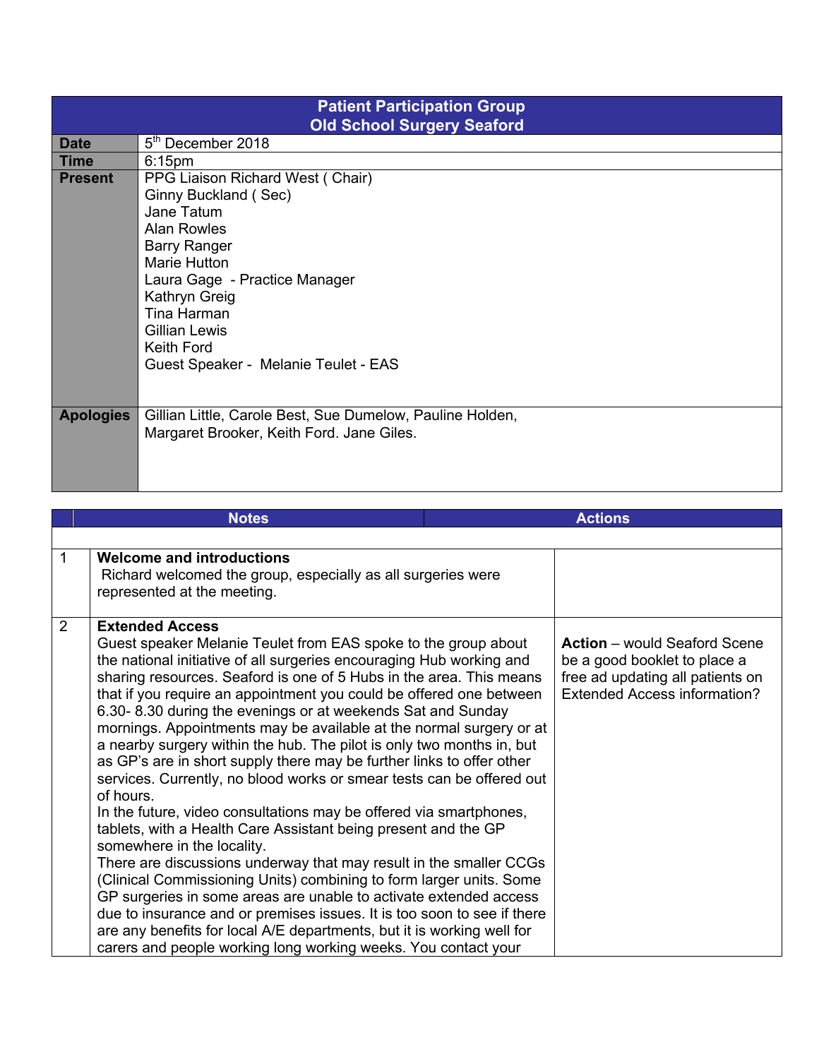| Patient Participation Group<br>Old School Surgery Seaford | |
|---|---|
| **Date** | 5th December 2018 |
| **Time** | 6:15pm |
| **Present** | PPG Liaison Richard West ( Chair)<br>Ginny Buckland ( Sec)<br>Jane Tatum<br>Alan Rowles<br>Barry Ranger<br>Marie Hutton<br>Laura Gage - Practice Manager<br>Kathryn Greig<br>Tina Harman<br>Gillian Lewis<br>Keith Ford<br>Guest Speaker - Melanie Teulet - EAS |
| **Apologies** | Gillian Little, Carole Best, Sue Dumelow, Pauline Holden,<br>Margaret Brooker, Keith Ford. Jane Giles. |

| | Notes | Actions |
|---|---|---|
| 1 | **Welcome and introductions**<br>Richard welcomed the group, especially as all surgeries were represented at the meeting. | |
| 2 | **Extended Access**<br>Guest speaker Melanie Teulet from EAS spoke to the group about the national initiative of all surgeries encouraging Hub working and sharing resources. Seaford is one of 5 Hubs in the area. This means that if you require an appointment you could be offered one between 6.30- 8.30 during the evenings or at weekends Sat and Sunday mornings. Appointments may be available at the normal surgery or at a nearby surgery within the hub. The pilot is only two months in, but as GP's are in short supply there may be further links to offer other services. Currently, no blood works or smear tests can be offered out of hours.<br>In the future, video consultations may be offered via smartphones, tablets, with a Health Care Assistant being present and the GP somewhere in the locality.<br>There are discussions underway that may result in the smaller CCGs (Clinical Commissioning Units) combining to form larger units. Some GP surgeries in some areas are unable to activate extended access due to insurance and or premises issues. It is too soon to see if there are any benefits for local A/E departments, but it is working well for carers and people working long working weeks. You contact your | **Action** – would Seaford Scene be a good booklet to place a free ad updating all patients on Extended Access information? |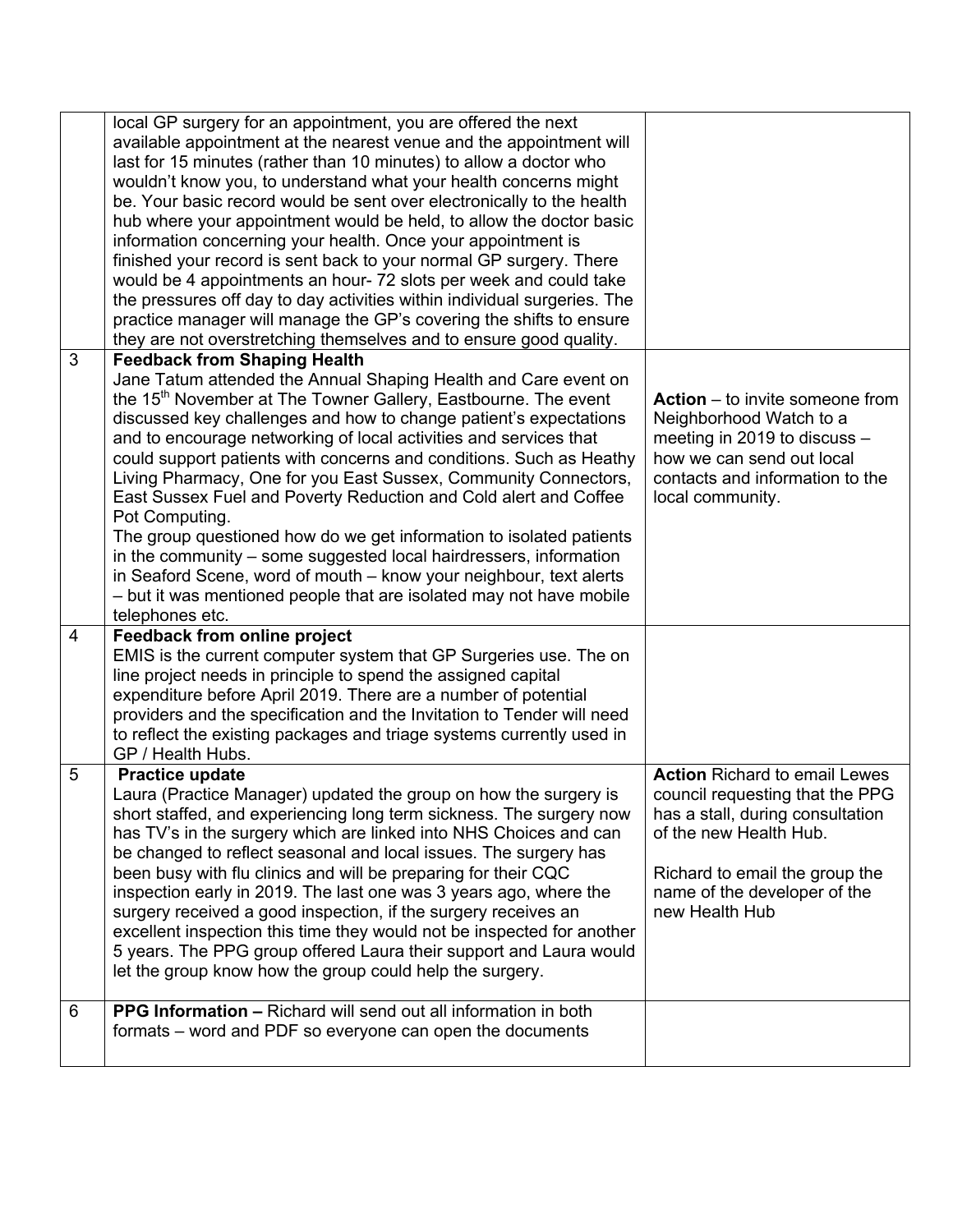| | | |
|---|---|---|
| | local GP surgery for an appointment, you are offered the next available appointment at the nearest venue and the appointment will last for 15 minutes (rather than 10 minutes) to allow a doctor who wouldn't know you, to understand what your health concerns might be. Your basic record would be sent over electronically to the health hub where your appointment would be held, to allow the doctor basic information concerning your health. Once your appointment is finished your record is sent back to your normal GP surgery. There would be 4 appointments an hour- 72 slots per week and could take the pressures off day to day activities within individual surgeries. The practice manager will manage the GP's covering the shifts to ensure they are not overstretching themselves and to ensure good quality. | |
| 3 | **Feedback from Shaping Health**<br>Jane Tatum attended the Annual Shaping Health and Care event on the 15th November at The Towner Gallery, Eastbourne. The event discussed key challenges and how to change patient's expectations and to encourage networking of local activities and services that could support patients with concerns and conditions. Such as Heathy Living Pharmacy, One for you East Sussex, Community Connectors, East Sussex Fuel and Poverty Reduction and Cold alert and Coffee Pot Computing.<br>The group questioned how do we get information to isolated patients in the community – some suggested local hairdressers, information in Seaford Scene, word of mouth – know your neighbour, text alerts – but it was mentioned people that are isolated may not have mobile telephones etc. | **Action** – to invite someone from Neighborhood Watch to a meeting in 2019 to discuss – how we can send out local contacts and information to the local community. |
| 4 | **Feedback from online project**<br>EMIS is the current computer system that GP Surgeries use. The on line project needs in principle to spend the assigned capital expenditure before April 2019. There are a number of potential providers and the specification and the Invitation to Tender will need to reflect the existing packages and triage systems currently used in GP / Health Hubs. | |
| 5 | **Practice update**<br>Laura (Practice Manager) updated the group on how the surgery is short staffed, and experiencing long term sickness. The surgery now has TV's in the surgery which are linked into NHS Choices and can be changed to reflect seasonal and local issues. The surgery has been busy with flu clinics and will be preparing for their CQC inspection early in 2019. The last one was 3 years ago, where the surgery received a good inspection, if the surgery receives an excellent inspection this time they would not be inspected for another 5 years. The PPG group offered Laura their support and Laura would let the group know how the group could help the surgery. | **Action** Richard to email Lewes council requesting that the PPG has a stall, during consultation of the new Health Hub.<br><br>Richard to email the group the name of the developer of the new Health Hub |
| 6 | **PPG Information –** Richard will send out all information in both formats – word and PDF so everyone can open the documents | |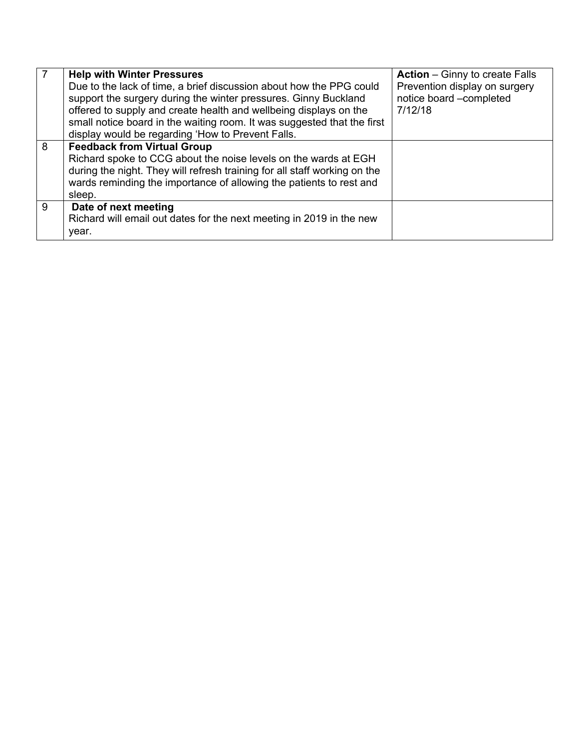| | | |
|---|---|---|
| 7 | **Help with Winter Pressures**<br>Due to the lack of time, a brief discussion about how the PPG could support the surgery during the winter pressures. Ginny Buckland offered to supply and create health and wellbeing displays on the small notice board in the waiting room. It was suggested that the first display would be regarding 'How to Prevent Falls. | **Action** – Ginny to create Falls Prevention display on surgery notice board –completed 7/12/18 |
| 8 | **Feedback from Virtual Group**<br>Richard spoke to CCG about the noise levels on the wards at EGH during the night. They will refresh training for all staff working on the wards reminding the importance of allowing the patients to rest and sleep. | |
| 9 | **Date of next meeting**<br>Richard will email out dates for the next meeting in 2019 in the new year. | |